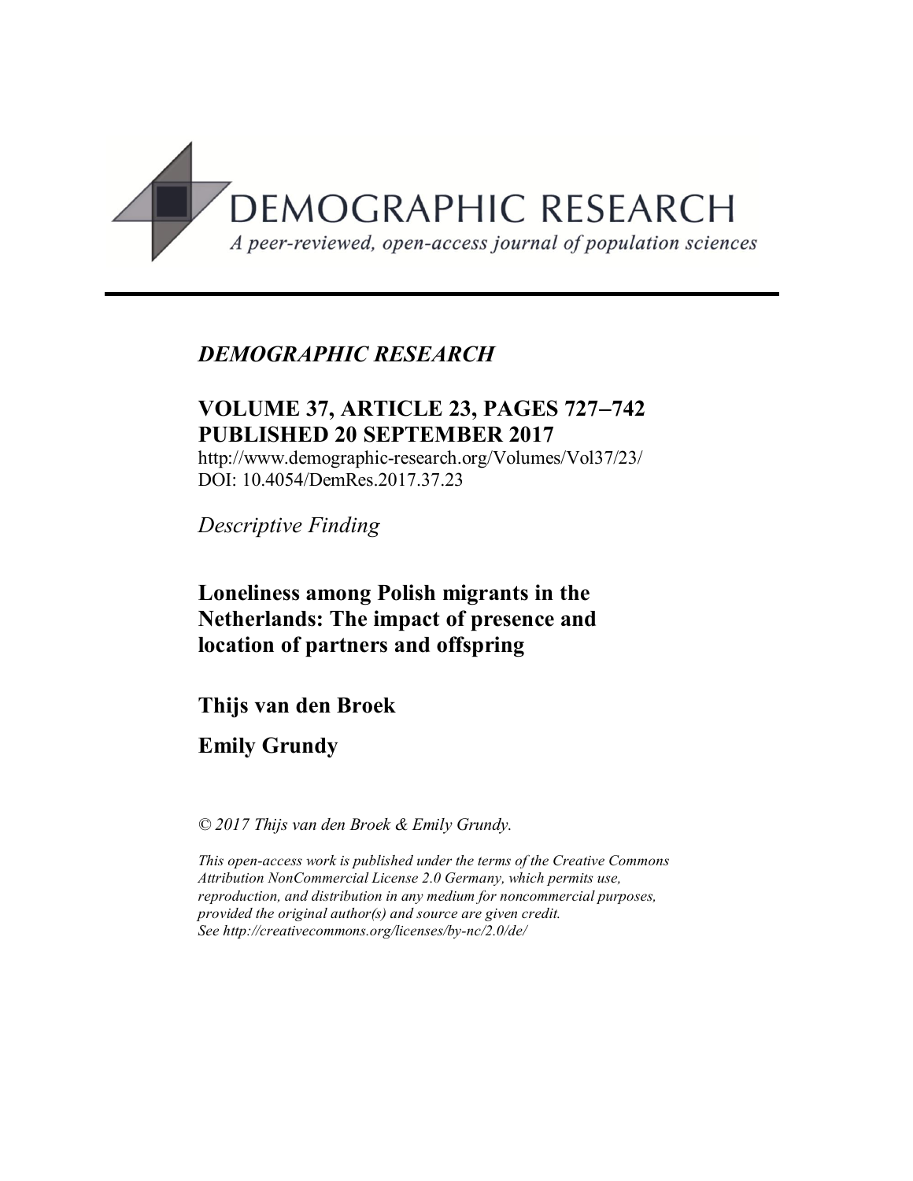# DEMOGRAPHIC RESEARCH

*A peer-reviewed, open-access journal of population sciences*

---

*DEMOGRAPHIC RESEARCH*

**VOLUME 37, ARTICLE 23, PAGES 727–742**
**PUBLISHED 20 SEPTEMBER 2017**

http://www.demographic-research.org/Volumes/Vol37/23/
DOI: 10.4054/DemRes.2017.37.23

*Descriptive Finding*

## Loneliness among Polish migrants in the Netherlands: The impact of presence and location of partners and offspring

**Thijs van den Broek**

**Emily Grundy**

*© 2017 Thijs van den Broek & Emily Grundy.*

*This open-access work is published under the terms of the Creative Commons Attribution NonCommercial License 2.0 Germany, which permits use, reproduction, and distribution in any medium for noncommercial purposes, provided the original author(s) and source are given credit.*
*See http://creativecommons.org/licenses/by-nc/2.0/de/*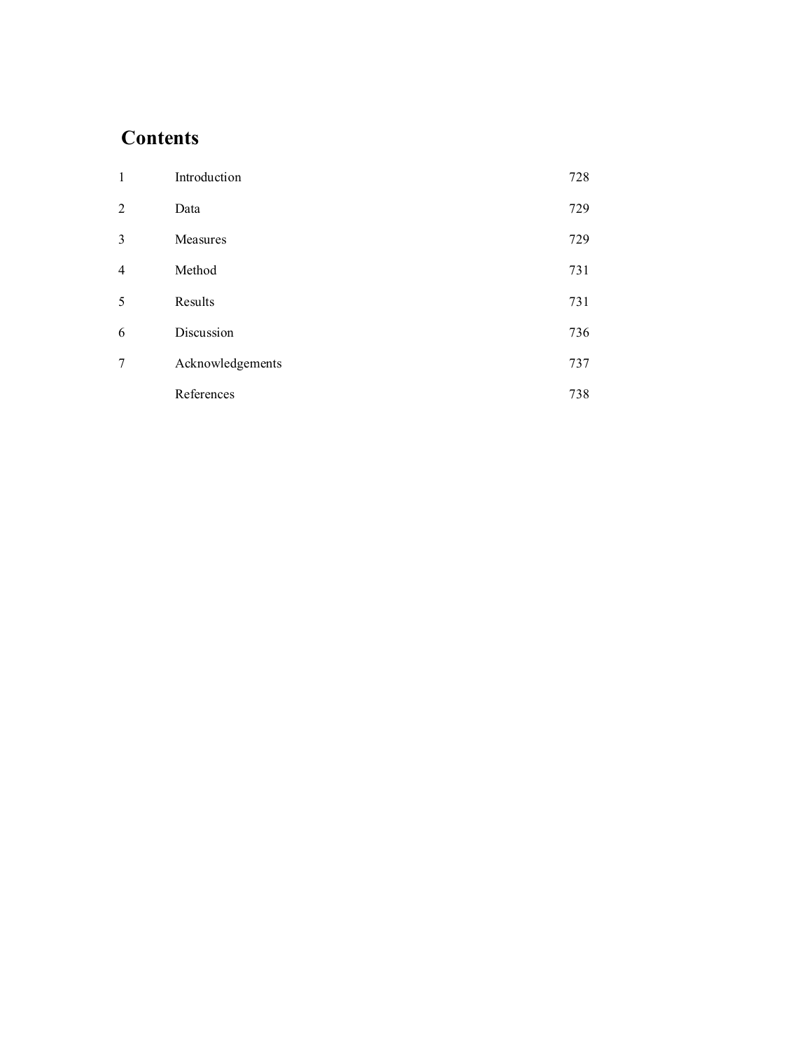## Contents

| | | |
|---|---|---|
| 1 | Introduction | 728 |
| 2 | Data | 729 |
| 3 | Measures | 729 |
| 4 | Method | 731 |
| 5 | Results | 731 |
| 6 | Discussion | 736 |
| 7 | Acknowledgements | 737 |
| | References | 738 |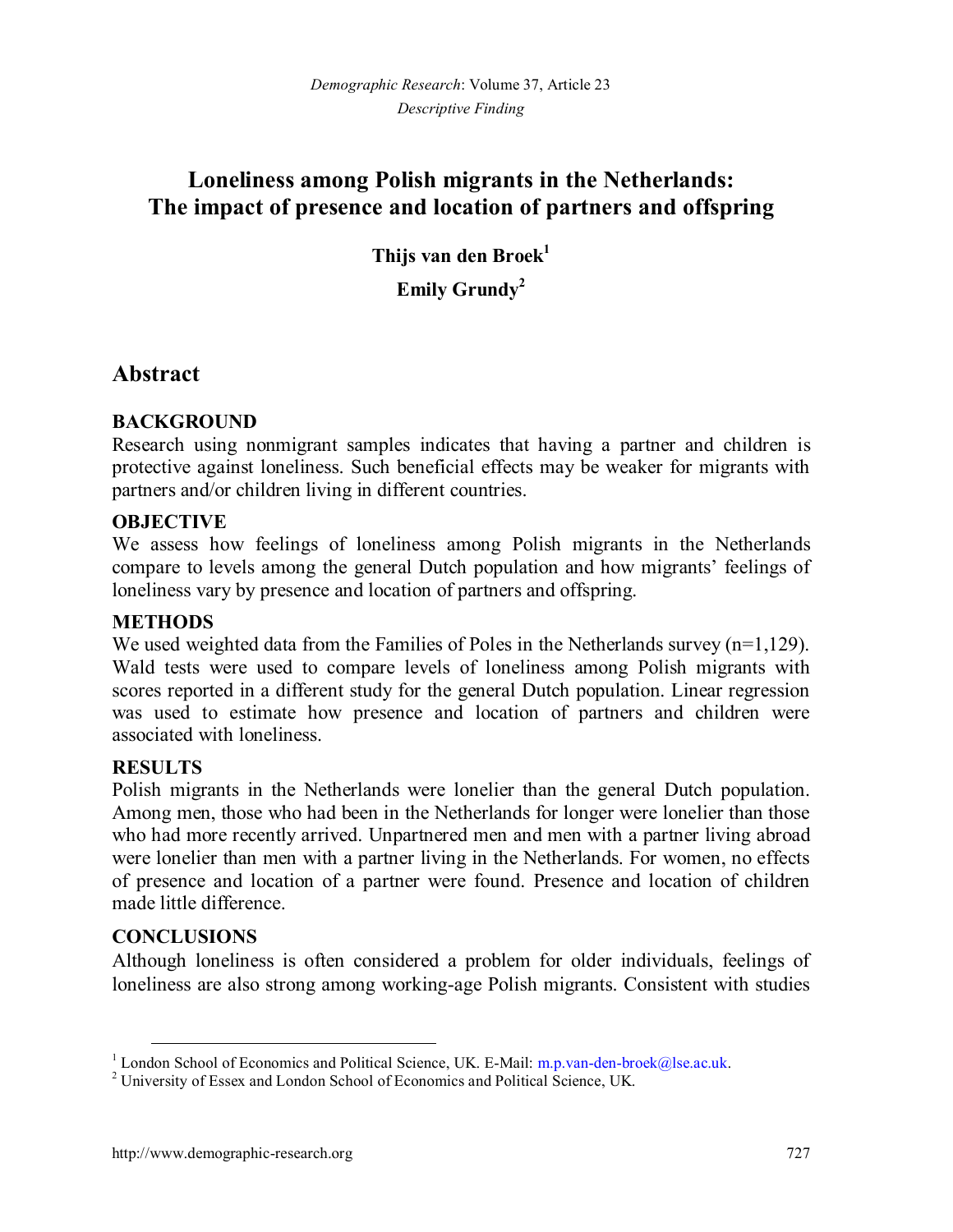*Demographic Research*: Volume 37, Article 23
*Descriptive Finding*

# Loneliness among Polish migrants in the Netherlands: The impact of presence and location of partners and offspring

**Thijs van den Broek**[1]

**Emily Grundy**[2]

## Abstract

### BACKGROUND

Research using nonmigrant samples indicates that having a partner and children is protective against loneliness. Such beneficial effects may be weaker for migrants with partners and/or children living in different countries.

### OBJECTIVE

We assess how feelings of loneliness among Polish migrants in the Netherlands compare to levels among the general Dutch population and how migrants' feelings of loneliness vary by presence and location of partners and offspring.

### METHODS

We used weighted data from the Families of Poles in the Netherlands survey (n=1,129). Wald tests were used to compare levels of loneliness among Polish migrants with scores reported in a different study for the general Dutch population. Linear regression was used to estimate how presence and location of partners and children were associated with loneliness.

### RESULTS

Polish migrants in the Netherlands were lonelier than the general Dutch population. Among men, those who had been in the Netherlands for longer were lonelier than those who had more recently arrived. Unpartnered men and men with a partner living abroad were lonelier than men with a partner living in the Netherlands. For women, no effects of presence and location of a partner were found. Presence and location of children made little difference.

### CONCLUSIONS

Although loneliness is often considered a problem for older individuals, feelings of loneliness are also strong among working-age Polish migrants. Consistent with studies

---

[1] London School of Economics and Political Science, UK. E-Mail: m.p.van-den-broek@lse.ac.uk.
[2] University of Essex and London School of Economics and Political Science, UK.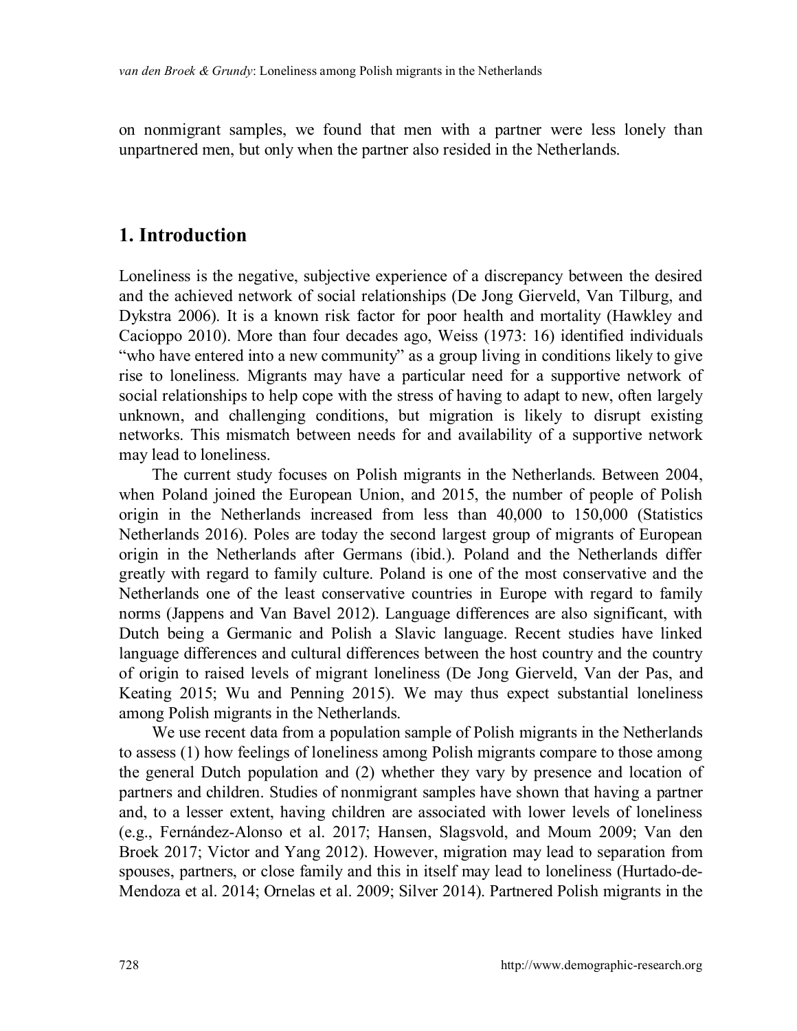on nonmigrant samples, we found that men with a partner were less lonely than unpartnered men, but only when the partner also resided in the Netherlands.

## 1. Introduction

Loneliness is the negative, subjective experience of a discrepancy between the desired and the achieved network of social relationships (De Jong Gierveld, Van Tilburg, and Dykstra 2006). It is a known risk factor for poor health and mortality (Hawkley and Cacioppo 2010). More than four decades ago, Weiss (1973: 16) identified individuals "who have entered into a new community" as a group living in conditions likely to give rise to loneliness. Migrants may have a particular need for a supportive network of social relationships to help cope with the stress of having to adapt to new, often largely unknown, and challenging conditions, but migration is likely to disrupt existing networks. This mismatch between needs for and availability of a supportive network may lead to loneliness.

The current study focuses on Polish migrants in the Netherlands. Between 2004, when Poland joined the European Union, and 2015, the number of people of Polish origin in the Netherlands increased from less than 40,000 to 150,000 (Statistics Netherlands 2016). Poles are today the second largest group of migrants of European origin in the Netherlands after Germans (ibid.). Poland and the Netherlands differ greatly with regard to family culture. Poland is one of the most conservative and the Netherlands one of the least conservative countries in Europe with regard to family norms (Jappens and Van Bavel 2012). Language differences are also significant, with Dutch being a Germanic and Polish a Slavic language. Recent studies have linked language differences and cultural differences between the host country and the country of origin to raised levels of migrant loneliness (De Jong Gierveld, Van der Pas, and Keating 2015; Wu and Penning 2015). We may thus expect substantial loneliness among Polish migrants in the Netherlands.

We use recent data from a population sample of Polish migrants in the Netherlands to assess (1) how feelings of loneliness among Polish migrants compare to those among the general Dutch population and (2) whether they vary by presence and location of partners and children. Studies of nonmigrant samples have shown that having a partner and, to a lesser extent, having children are associated with lower levels of loneliness (e.g., Fernández-Alonso et al. 2017; Hansen, Slagsvold, and Moum 2009; Van den Broek 2017; Victor and Yang 2012). However, migration may lead to separation from spouses, partners, or close family and this in itself may lead to loneliness (Hurtado-de-Mendoza et al. 2014; Ornelas et al. 2009; Silver 2014). Partnered Polish migrants in the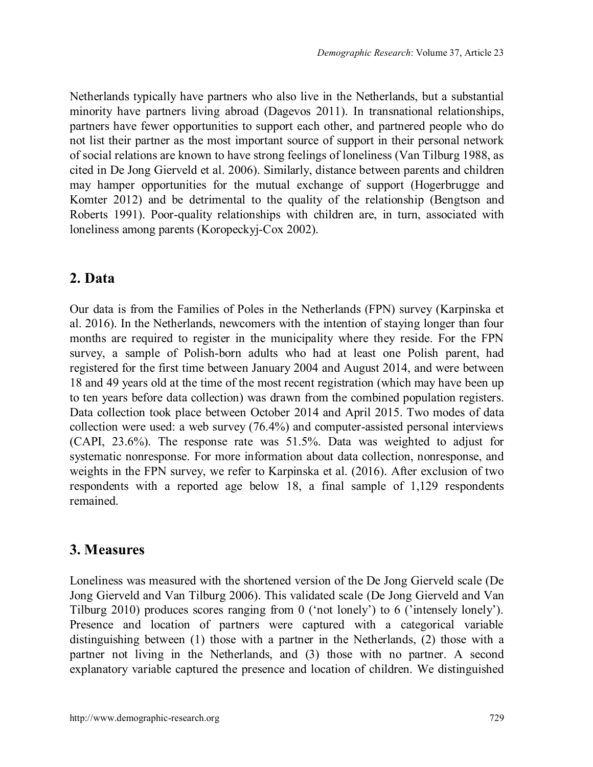Netherlands typically have partners who also live in the Netherlands, but a substantial minority have partners living abroad (Dagevos 2011). In transnational relationships, partners have fewer opportunities to support each other, and partnered people who do not list their partner as the most important source of support in their personal network of social relations are known to have strong feelings of loneliness (Van Tilburg 1988, as cited in De Jong Gierveld et al. 2006). Similarly, distance between parents and children may hamper opportunities for the mutual exchange of support (Hogerbrugge and Komter 2012) and be detrimental to the quality of the relationship (Bengtson and Roberts 1991). Poor-quality relationships with children are, in turn, associated with loneliness among parents (Koropeckyj-Cox 2002).

## 2. Data

Our data is from the Families of Poles in the Netherlands (FPN) survey (Karpinska et al. 2016). In the Netherlands, newcomers with the intention of staying longer than four months are required to register in the municipality where they reside. For the FPN survey, a sample of Polish-born adults who had at least one Polish parent, had registered for the first time between January 2004 and August 2014, and were between 18 and 49 years old at the time of the most recent registration (which may have been up to ten years before data collection) was drawn from the combined population registers. Data collection took place between October 2014 and April 2015. Two modes of data collection were used: a web survey (76.4%) and computer-assisted personal interviews (CAPI, 23.6%). The response rate was 51.5%. Data was weighted to adjust for systematic nonresponse. For more information about data collection, nonresponse, and weights in the FPN survey, we refer to Karpinska et al. (2016). After exclusion of two respondents with a reported age below 18, a final sample of 1,129 respondents remained.

## 3. Measures

Loneliness was measured with the shortened version of the De Jong Gierveld scale (De Jong Gierveld and Van Tilburg 2006). This validated scale (De Jong Gierveld and Van Tilburg 2010) produces scores ranging from 0 ('not lonely') to 6 ('intensely lonely'). Presence and location of partners were captured with a categorical variable distinguishing between (1) those with a partner in the Netherlands, (2) those with a partner not living in the Netherlands, and (3) those with no partner. A second explanatory variable captured the presence and location of children. We distinguished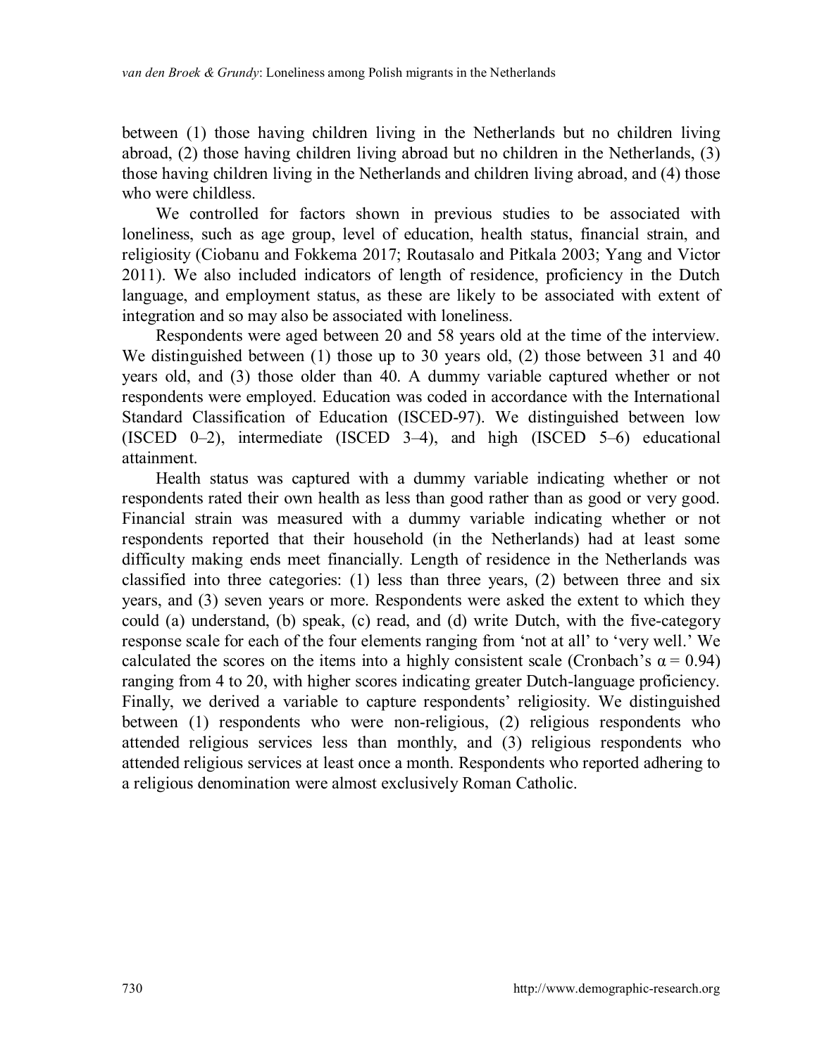between (1) those having children living in the Netherlands but no children living abroad, (2) those having children living abroad but no children in the Netherlands, (3) those having children living in the Netherlands and children living abroad, and (4) those who were childless.

We controlled for factors shown in previous studies to be associated with loneliness, such as age group, level of education, health status, financial strain, and religiosity (Ciobanu and Fokkema 2017; Routasalo and Pitkala 2003; Yang and Victor 2011). We also included indicators of length of residence, proficiency in the Dutch language, and employment status, as these are likely to be associated with extent of integration and so may also be associated with loneliness.

Respondents were aged between 20 and 58 years old at the time of the interview. We distinguished between (1) those up to 30 years old, (2) those between 31 and 40 years old, and (3) those older than 40. A dummy variable captured whether or not respondents were employed. Education was coded in accordance with the International Standard Classification of Education (ISCED-97). We distinguished between low (ISCED 0–2), intermediate (ISCED 3–4), and high (ISCED 5–6) educational attainment.

Health status was captured with a dummy variable indicating whether or not respondents rated their own health as less than good rather than as good or very good. Financial strain was measured with a dummy variable indicating whether or not respondents reported that their household (in the Netherlands) had at least some difficulty making ends meet financially. Length of residence in the Netherlands was classified into three categories: (1) less than three years, (2) between three and six years, and (3) seven years or more. Respondents were asked the extent to which they could (a) understand, (b) speak, (c) read, and (d) write Dutch, with the five-category response scale for each of the four elements ranging from 'not at all' to 'very well.' We calculated the scores on the items into a highly consistent scale (Cronbach's $\alpha = 0.94$) ranging from 4 to 20, with higher scores indicating greater Dutch-language proficiency. Finally, we derived a variable to capture respondents' religiosity. We distinguished between (1) respondents who were non-religious, (2) religious respondents who attended religious services less than monthly, and (3) religious respondents who attended religious services at least once a month. Respondents who reported adhering to a religious denomination were almost exclusively Roman Catholic.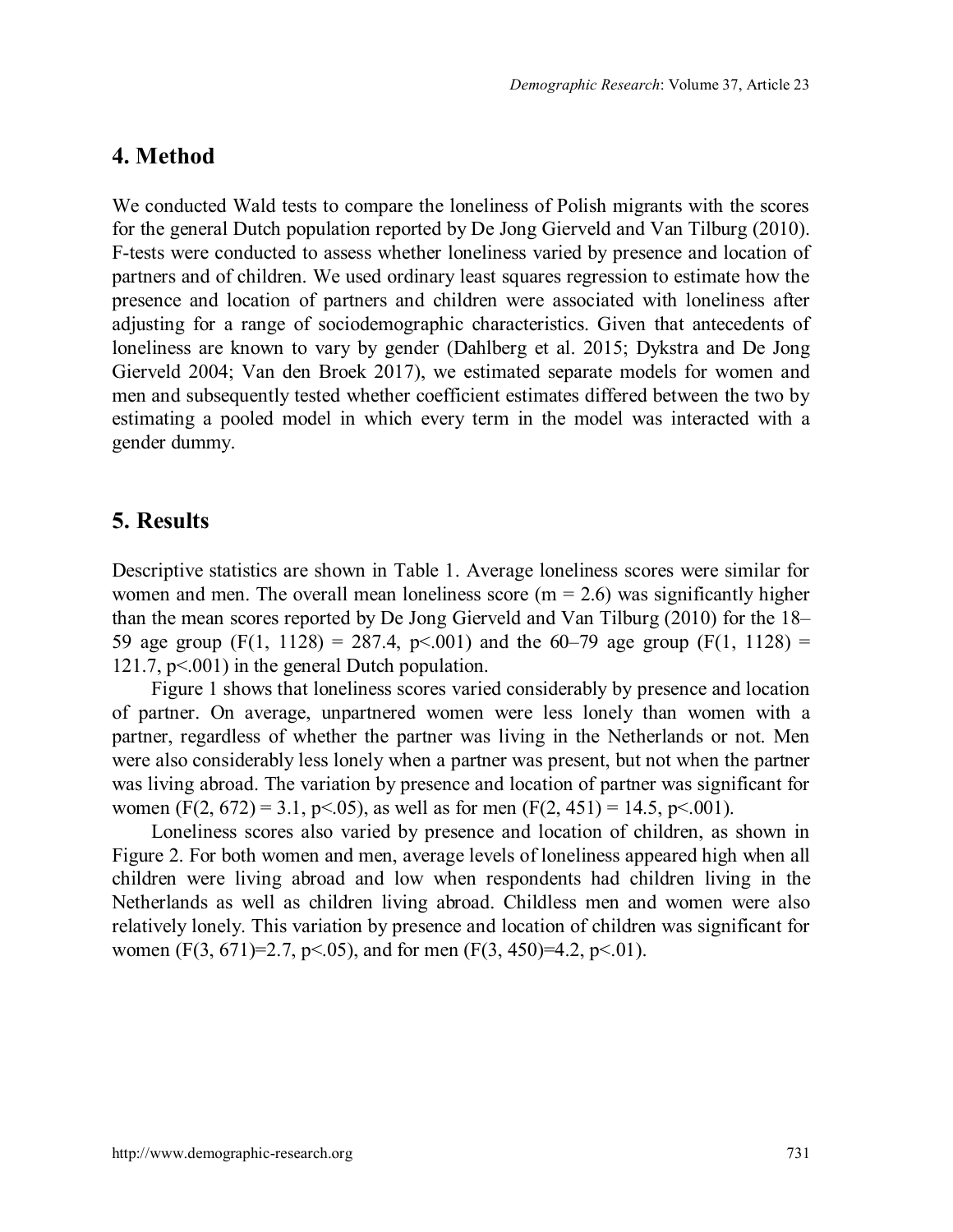## 4. Method

We conducted Wald tests to compare the loneliness of Polish migrants with the scores for the general Dutch population reported by De Jong Gierveld and Van Tilburg (2010). F-tests were conducted to assess whether loneliness varied by presence and location of partners and of children. We used ordinary least squares regression to estimate how the presence and location of partners and children were associated with loneliness after adjusting for a range of sociodemographic characteristics. Given that antecedents of loneliness are known to vary by gender (Dahlberg et al. 2015; Dykstra and De Jong Gierveld 2004; Van den Broek 2017), we estimated separate models for women and men and subsequently tested whether coefficient estimates differed between the two by estimating a pooled model in which every term in the model was interacted with a gender dummy.

## 5. Results

Descriptive statistics are shown in Table 1. Average loneliness scores were similar for women and men. The overall mean loneliness score ($m = 2.6$) was significantly higher than the mean scores reported by De Jong Gierveld and Van Tilburg (2010) for the 18–59 age group ($F(1, 1128) = 287.4$, $p<.001$) and the 60–79 age group ($F(1, 1128) = 121.7$, $p<.001$) in the general Dutch population.

Figure 1 shows that loneliness scores varied considerably by presence and location of partner. On average, unpartnered women were less lonely than women with a partner, regardless of whether the partner was living in the Netherlands or not. Men were also considerably less lonely when a partner was present, but not when the partner was living abroad. The variation by presence and location of partner was significant for women ($F(2, 672) = 3.1$, $p<.05$), as well as for men ($F(2, 451) = 14.5$, $p<.001$).

Loneliness scores also varied by presence and location of children, as shown in Figure 2. For both women and men, average levels of loneliness appeared high when all children were living abroad and low when respondents had children living in the Netherlands as well as children living abroad. Childless men and women were also relatively lonely. This variation by presence and location of children was significant for women ($F(3, 671)=2.7$, $p<.05$), and for men ($F(3, 450)=4.2$, $p<.01$).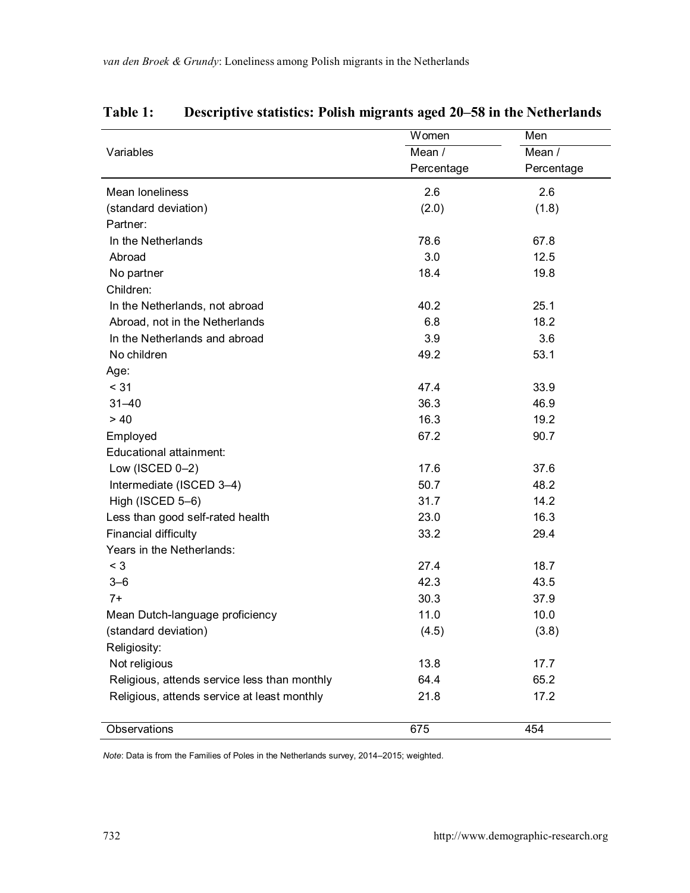**Table 1: Descriptive statistics: Polish migrants aged 20–58 in the Netherlands**

| Variables | Women | Men |
|---|---|---|
| | Mean / Percentage | Mean / Percentage |
| Mean loneliness | 2.6 | 2.6 |
| (standard deviation) | (2.0) | (1.8) |
| Partner: | | |
| In the Netherlands | 78.6 | 67.8 |
| Abroad | 3.0 | 12.5 |
| No partner | 18.4 | 19.8 |
| Children: | | |
| In the Netherlands, not abroad | 40.2 | 25.1 |
| Abroad, not in the Netherlands | 6.8 | 18.2 |
| In the Netherlands and abroad | 3.9 | 3.6 |
| No children | 49.2 | 53.1 |
| Age: | | |
| < 31 | 47.4 | 33.9 |
| 31–40 | 36.3 | 46.9 |
| > 40 | 16.3 | 19.2 |
| Employed | 67.2 | 90.7 |
| Educational attainment: | | |
| Low (ISCED 0–2) | 17.6 | 37.6 |
| Intermediate (ISCED 3–4) | 50.7 | 48.2 |
| High (ISCED 5–6) | 31.7 | 14.2 |
| Less than good self-rated health | 23.0 | 16.3 |
| Financial difficulty | 33.2 | 29.4 |
| Years in the Netherlands: | | |
| < 3 | 27.4 | 18.7 |
| 3–6 | 42.3 | 43.5 |
| 7+ | 30.3 | 37.9 |
| Mean Dutch-language proficiency | 11.0 | 10.0 |
| (standard deviation) | (4.5) | (3.8) |
| Religiosity: | | |
| Not religious | 13.8 | 17.7 |
| Religious, attends service less than monthly | 64.4 | 65.2 |
| Religious, attends service at least monthly | 21.8 | 17.2 |
| Observations | 675 | 454 |

*Note*: Data is from the Families of Poles in the Netherlands survey, 2014–2015; weighted.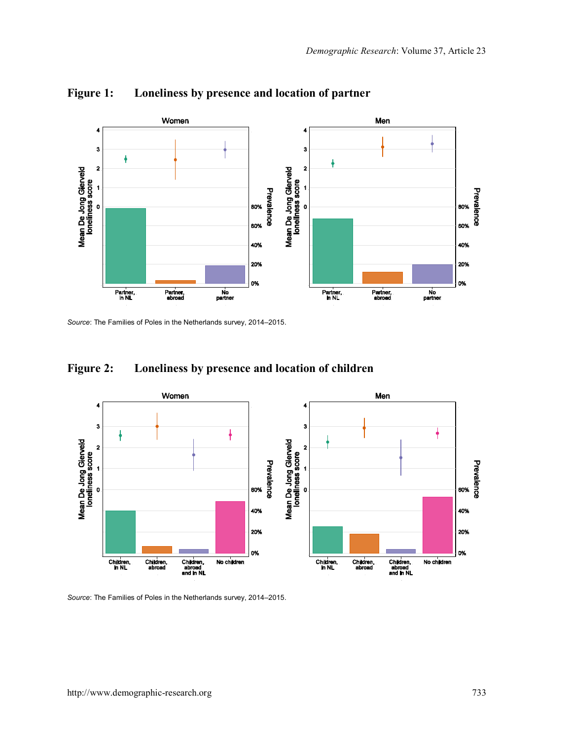## Figure 1: Loneliness by presence and location of partner

Women

Men

Mean De Jong Gierveld loneliness score

Prevalence

4
3
2
1
0

80%
60%
40%
20%
0%

Partner, in NL

Partner, abroad

No partner

*Source*: The Families of Poles in the Netherlands survey, 2014–2015.

## Figure 2: Loneliness by presence and location of children

Women

Men

Mean De Jong Gierveld loneliness score

Prevalence

4
3
2
1
0

60%
40%
20%
0%

Children, in NL

Children, abroad

Children, abroad and in NL

No children

*Source*: The Families of Poles in the Netherlands survey, 2014–2015.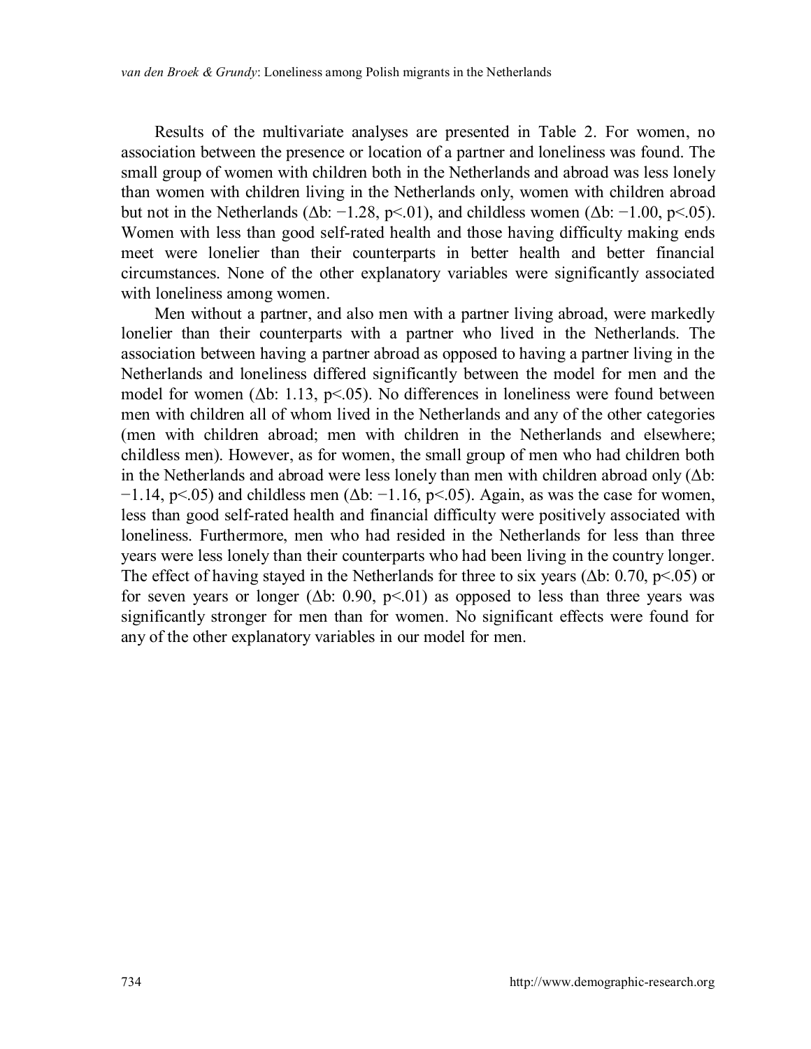Results of the multivariate analyses are presented in Table 2. For women, no association between the presence or location of a partner and loneliness was found. The small group of women with children both in the Netherlands and abroad was less lonely than women with children living in the Netherlands only, women with children abroad but not in the Netherlands ($\Delta b$: −1.28, $p<.01$), and childless women ($\Delta b$: −1.00, $p<.05$). Women with less than good self-rated health and those having difficulty making ends meet were lonelier than their counterparts in better health and better financial circumstances. None of the other explanatory variables were significantly associated with loneliness among women.

Men without a partner, and also men with a partner living abroad, were markedly lonelier than their counterparts with a partner who lived in the Netherlands. The association between having a partner abroad as opposed to having a partner living in the Netherlands and loneliness differed significantly between the model for men and the model for women ($\Delta b$: 1.13, $p<.05$). No differences in loneliness were found between men with children all of whom lived in the Netherlands and any of the other categories (men with children abroad; men with children in the Netherlands and elsewhere; childless men). However, as for women, the small group of men who had children both in the Netherlands and abroad were less lonely than men with children abroad only ($\Delta b$: −1.14, $p<.05$) and childless men ($\Delta b$: −1.16, $p<.05$). Again, as was the case for women, less than good self-rated health and financial difficulty were positively associated with loneliness. Furthermore, men who had resided in the Netherlands for less than three years were less lonely than their counterparts who had been living in the country longer. The effect of having stayed in the Netherlands for three to six years ($\Delta b$: 0.70, $p<.05$) or for seven years or longer ($\Delta b$: 0.90, $p<.01$) as opposed to less than three years was significantly stronger for men than for women. No significant effects were found for any of the other explanatory variables in our model for men.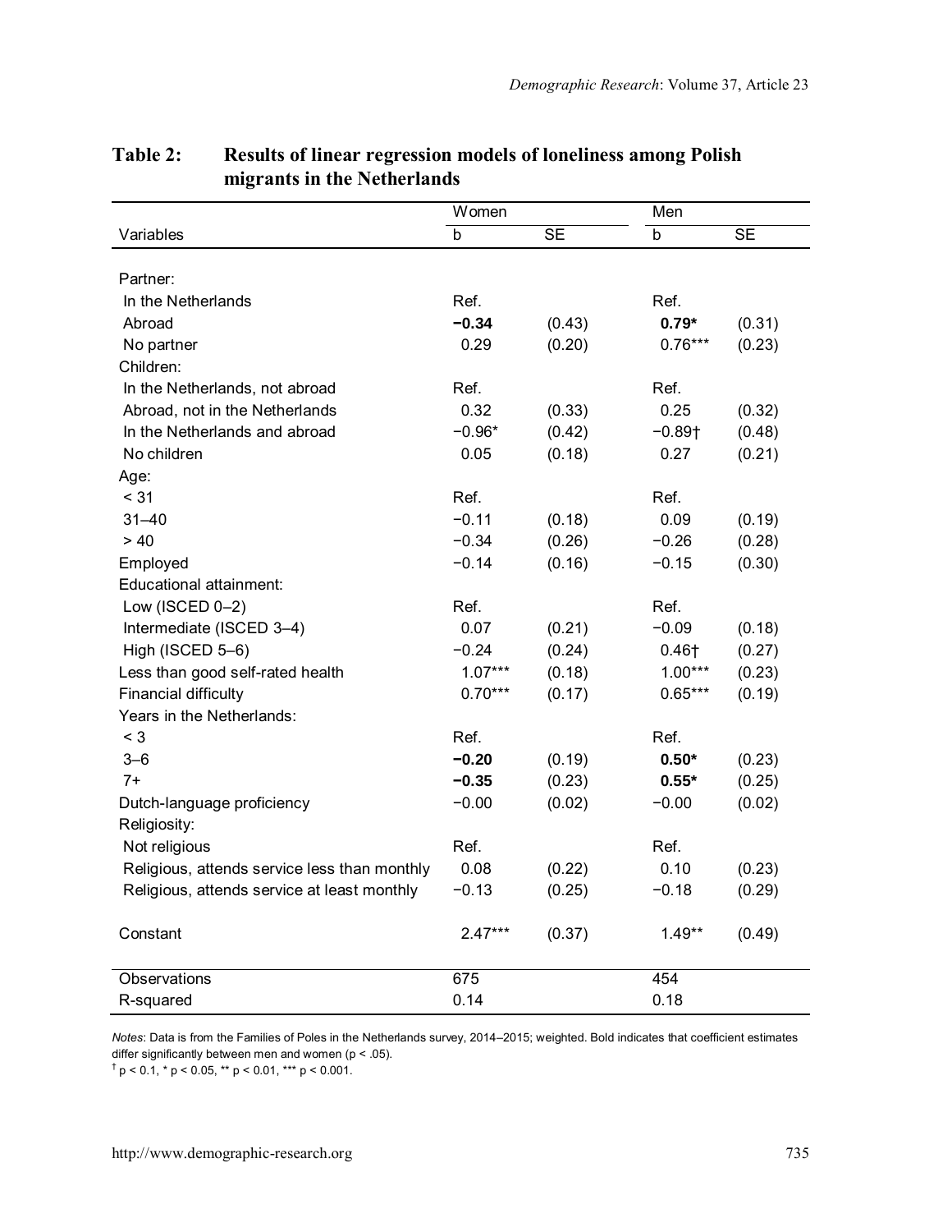**Table 2: Results of linear regression models of loneliness among Polish migrants in the Netherlands**

| | Women | | Men | |
|---|---|---|---|---|
| Variables | b | SE | b | SE |
| Partner: | | | | |
| In the Netherlands | Ref. | | Ref. | |
| Abroad | **−0.34** | (0.43) | **0.79*** | (0.31) |
| No partner | 0.29 | (0.20) | 0.76*** | (0.23) |
| Children: | | | | |
| In the Netherlands, not abroad | Ref. | | Ref. | |
| Abroad, not in the Netherlands | 0.32 | (0.33) | 0.25 | (0.32) |
| In the Netherlands and abroad | −0.96* | (0.42) | −0.89† | (0.48) |
| No children | 0.05 | (0.18) | 0.27 | (0.21) |
| Age: | | | | |
| < 31 | Ref. | | Ref. | |
| 31–40 | −0.11 | (0.18) | 0.09 | (0.19) |
| > 40 | −0.34 | (0.26) | −0.26 | (0.28) |
| Employed | −0.14 | (0.16) | −0.15 | (0.30) |
| Educational attainment: | | | | |
| Low (ISCED 0–2) | Ref. | | Ref. | |
| Intermediate (ISCED 3–4) | 0.07 | (0.21) | −0.09 | (0.18) |
| High (ISCED 5–6) | −0.24 | (0.24) | 0.46† | (0.27) |
| Less than good self-rated health | 1.07*** | (0.18) | 1.00*** | (0.23) |
| Financial difficulty | 0.70*** | (0.17) | 0.65*** | (0.19) |
| Years in the Netherlands: | | | | |
| < 3 | Ref. | | Ref. | |
| 3–6 | **−0.20** | (0.19) | **0.50*** | (0.23) |
| 7+ | **−0.35** | (0.23) | **0.55*** | (0.25) |
| Dutch-language proficiency | −0.00 | (0.02) | −0.00 | (0.02) |
| Religiosity: | | | | |
| Not religious | Ref. | | Ref. | |
| Religious, attends service less than monthly | 0.08 | (0.22) | 0.10 | (0.23) |
| Religious, attends service at least monthly | −0.13 | (0.25) | −0.18 | (0.29) |
| Constant | 2.47*** | (0.37) | 1.49** | (0.49) |
| Observations | 675 | | 454 | |
| R-squared | 0.14 | | 0.18 | |

*Notes*: Data is from the Families of Poles in the Netherlands survey, 2014–2015; weighted. Bold indicates that coefficient estimates differ significantly between men and women ($p < .05$).

† $p < 0.1$, * $p < 0.05$, ** $p < 0.01$, *** $p < 0.001$.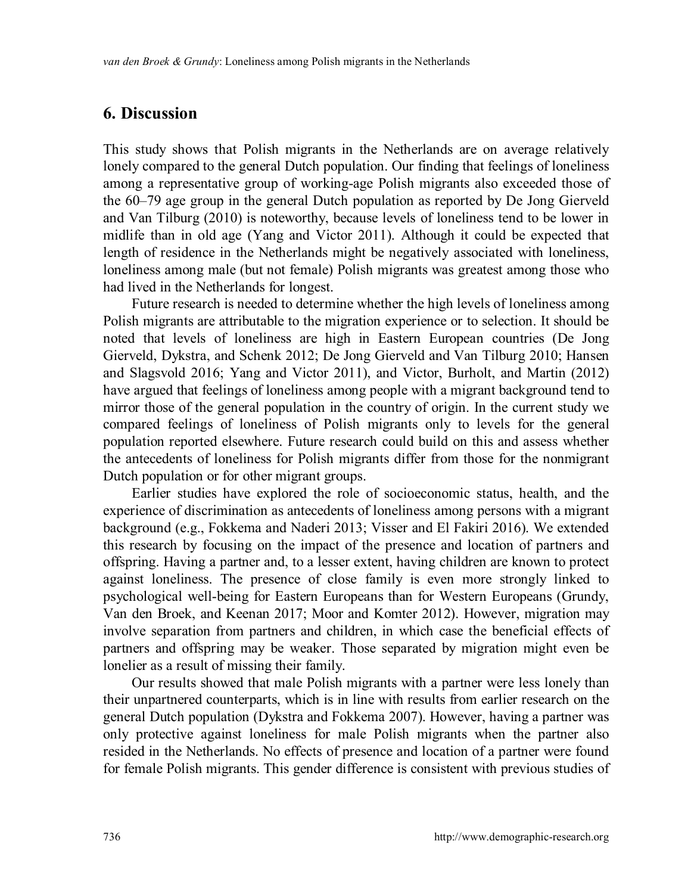## 6. Discussion

This study shows that Polish migrants in the Netherlands are on average relatively lonely compared to the general Dutch population. Our finding that feelings of loneliness among a representative group of working-age Polish migrants also exceeded those of the 60–79 age group in the general Dutch population as reported by De Jong Gierveld and Van Tilburg (2010) is noteworthy, because levels of loneliness tend to be lower in midlife than in old age (Yang and Victor 2011). Although it could be expected that length of residence in the Netherlands might be negatively associated with loneliness, loneliness among male (but not female) Polish migrants was greatest among those who had lived in the Netherlands for longest.

Future research is needed to determine whether the high levels of loneliness among Polish migrants are attributable to the migration experience or to selection. It should be noted that levels of loneliness are high in Eastern European countries (De Jong Gierveld, Dykstra, and Schenk 2012; De Jong Gierveld and Van Tilburg 2010; Hansen and Slagsvold 2016; Yang and Victor 2011), and Victor, Burholt, and Martin (2012) have argued that feelings of loneliness among people with a migrant background tend to mirror those of the general population in the country of origin. In the current study we compared feelings of loneliness of Polish migrants only to levels for the general population reported elsewhere. Future research could build on this and assess whether the antecedents of loneliness for Polish migrants differ from those for the nonmigrant Dutch population or for other migrant groups.

Earlier studies have explored the role of socioeconomic status, health, and the experience of discrimination as antecedents of loneliness among persons with a migrant background (e.g., Fokkema and Naderi 2013; Visser and El Fakiri 2016). We extended this research by focusing on the impact of the presence and location of partners and offspring. Having a partner and, to a lesser extent, having children are known to protect against loneliness. The presence of close family is even more strongly linked to psychological well-being for Eastern Europeans than for Western Europeans (Grundy, Van den Broek, and Keenan 2017; Moor and Komter 2012). However, migration may involve separation from partners and children, in which case the beneficial effects of partners and offspring may be weaker. Those separated by migration might even be lonelier as a result of missing their family.

Our results showed that male Polish migrants with a partner were less lonely than their unpartnered counterparts, which is in line with results from earlier research on the general Dutch population (Dykstra and Fokkema 2007). However, having a partner was only protective against loneliness for male Polish migrants when the partner also resided in the Netherlands. No effects of presence and location of a partner were found for female Polish migrants. This gender difference is consistent with previous studies of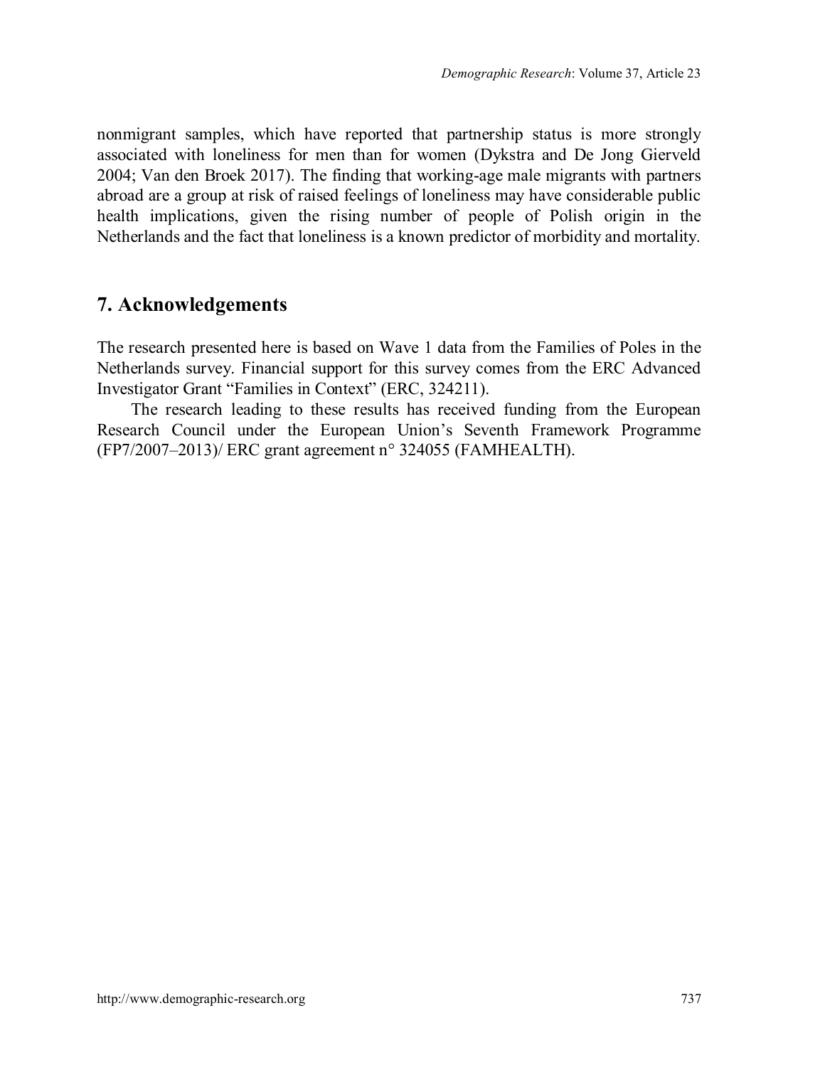nonmigrant samples, which have reported that partnership status is more strongly associated with loneliness for men than for women (Dykstra and De Jong Gierveld 2004; Van den Broek 2017). The finding that working-age male migrants with partners abroad are a group at risk of raised feelings of loneliness may have considerable public health implications, given the rising number of people of Polish origin in the Netherlands and the fact that loneliness is a known predictor of morbidity and mortality.

## 7. Acknowledgements

The research presented here is based on Wave 1 data from the Families of Poles in the Netherlands survey. Financial support for this survey comes from the ERC Advanced Investigator Grant "Families in Context" (ERC, 324211).

The research leading to these results has received funding from the European Research Council under the European Union's Seventh Framework Programme (FP7/2007–2013)/ ERC grant agreement n° 324055 (FAMHEALTH).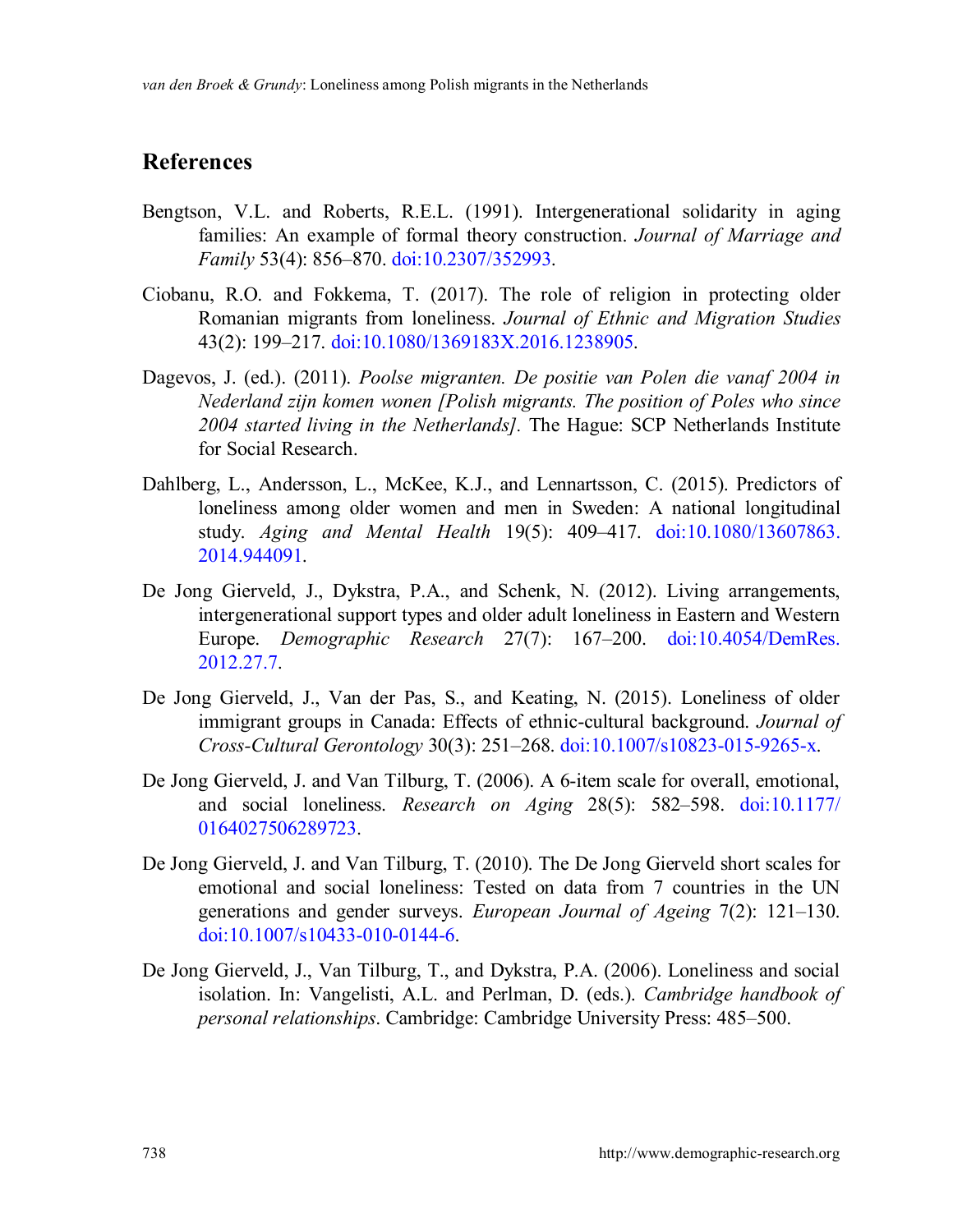## References

Bengtson, V.L. and Roberts, R.E.L. (1991). Intergenerational solidarity in aging families: An example of formal theory construction. *Journal of Marriage and Family* 53(4): 856–870. doi:10.2307/352993.

Ciobanu, R.O. and Fokkema, T. (2017). The role of religion in protecting older Romanian migrants from loneliness. *Journal of Ethnic and Migration Studies* 43(2): 199–217. doi:10.1080/1369183X.2016.1238905.

Dagevos, J. (ed.). (2011). *Poolse migranten. De positie van Polen die vanaf 2004 in Nederland zijn komen wonen [Polish migrants. The position of Poles who since 2004 started living in the Netherlands].* The Hague: SCP Netherlands Institute for Social Research.

Dahlberg, L., Andersson, L., McKee, K.J., and Lennartsson, C. (2015). Predictors of loneliness among older women and men in Sweden: A national longitudinal study. *Aging and Mental Health* 19(5): 409–417. doi:10.1080/13607863.2014.944091.

De Jong Gierveld, J., Dykstra, P.A., and Schenk, N. (2012). Living arrangements, intergenerational support types and older adult loneliness in Eastern and Western Europe. *Demographic Research* 27(7): 167–200. doi:10.4054/DemRes.2012.27.7.

De Jong Gierveld, J., Van der Pas, S., and Keating, N. (2015). Loneliness of older immigrant groups in Canada: Effects of ethnic-cultural background. *Journal of Cross-Cultural Gerontology* 30(3): 251–268. doi:10.1007/s10823-015-9265-x.

De Jong Gierveld, J. and Van Tilburg, T. (2006). A 6-item scale for overall, emotional, and social loneliness. *Research on Aging* 28(5): 582–598. doi:10.1177/0164027506289723.

De Jong Gierveld, J. and Van Tilburg, T. (2010). The De Jong Gierveld short scales for emotional and social loneliness: Tested on data from 7 countries in the UN generations and gender surveys. *European Journal of Ageing* 7(2): 121–130. doi:10.1007/s10433-010-0144-6.

De Jong Gierveld, J., Van Tilburg, T., and Dykstra, P.A. (2006). Loneliness and social isolation. In: Vangelisti, A.L. and Perlman, D. (eds.). *Cambridge handbook of personal relationships*. Cambridge: Cambridge University Press: 485–500.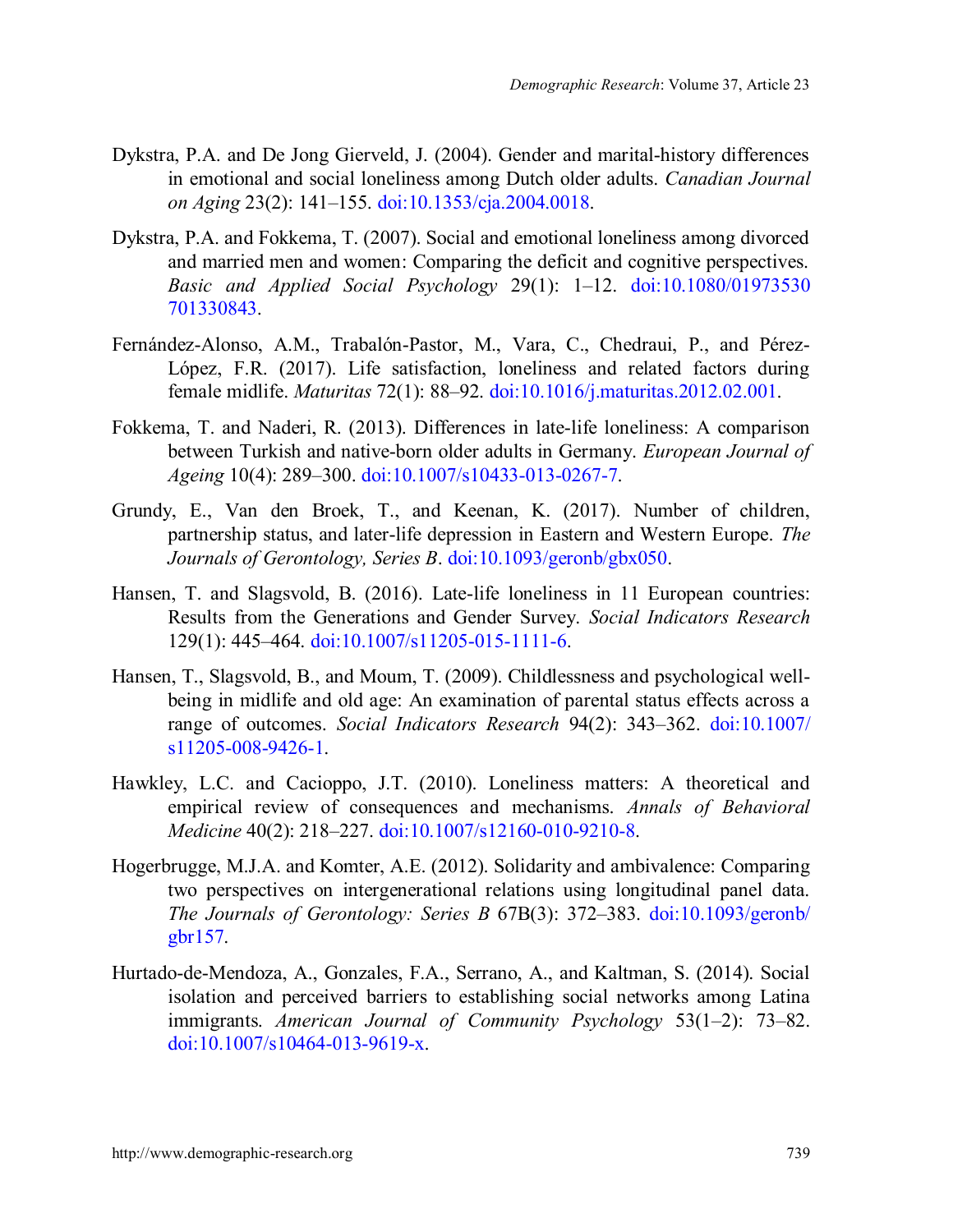Dykstra, P.A. and De Jong Gierveld, J. (2004). Gender and marital-history differences in emotional and social loneliness among Dutch older adults. *Canadian Journal on Aging* 23(2): 141–155. doi:10.1353/cja.2004.0018.

Dykstra, P.A. and Fokkema, T. (2007). Social and emotional loneliness among divorced and married men and women: Comparing the deficit and cognitive perspectives. *Basic and Applied Social Psychology* 29(1): 1–12. doi:10.1080/01973530701330843.

Fernández-Alonso, A.M., Trabalón-Pastor, M., Vara, C., Chedraui, P., and Pérez-López, F.R. (2017). Life satisfaction, loneliness and related factors during female midlife. *Maturitas* 72(1): 88–92. doi:10.1016/j.maturitas.2012.02.001.

Fokkema, T. and Naderi, R. (2013). Differences in late-life loneliness: A comparison between Turkish and native-born older adults in Germany. *European Journal of Ageing* 10(4): 289–300. doi:10.1007/s10433-013-0267-7.

Grundy, E., Van den Broek, T., and Keenan, K. (2017). Number of children, partnership status, and later-life depression in Eastern and Western Europe. *The Journals of Gerontology, Series B*. doi:10.1093/geronb/gbx050.

Hansen, T. and Slagsvold, B. (2016). Late-life loneliness in 11 European countries: Results from the Generations and Gender Survey. *Social Indicators Research* 129(1): 445–464. doi:10.1007/s11205-015-1111-6.

Hansen, T., Slagsvold, B., and Moum, T. (2009). Childlessness and psychological well-being in midlife and old age: An examination of parental status effects across a range of outcomes. *Social Indicators Research* 94(2): 343–362. doi:10.1007/s11205-008-9426-1.

Hawkley, L.C. and Cacioppo, J.T. (2010). Loneliness matters: A theoretical and empirical review of consequences and mechanisms. *Annals of Behavioral Medicine* 40(2): 218–227. doi:10.1007/s12160-010-9210-8.

Hogerbrugge, M.J.A. and Komter, A.E. (2012). Solidarity and ambivalence: Comparing two perspectives on intergenerational relations using longitudinal panel data. *The Journals of Gerontology: Series B* 67B(3): 372–383. doi:10.1093/geronb/gbr157.

Hurtado-de-Mendoza, A., Gonzales, F.A., Serrano, A., and Kaltman, S. (2014). Social isolation and perceived barriers to establishing social networks among Latina immigrants. *American Journal of Community Psychology* 53(1–2): 73–82. doi:10.1007/s10464-013-9619-x.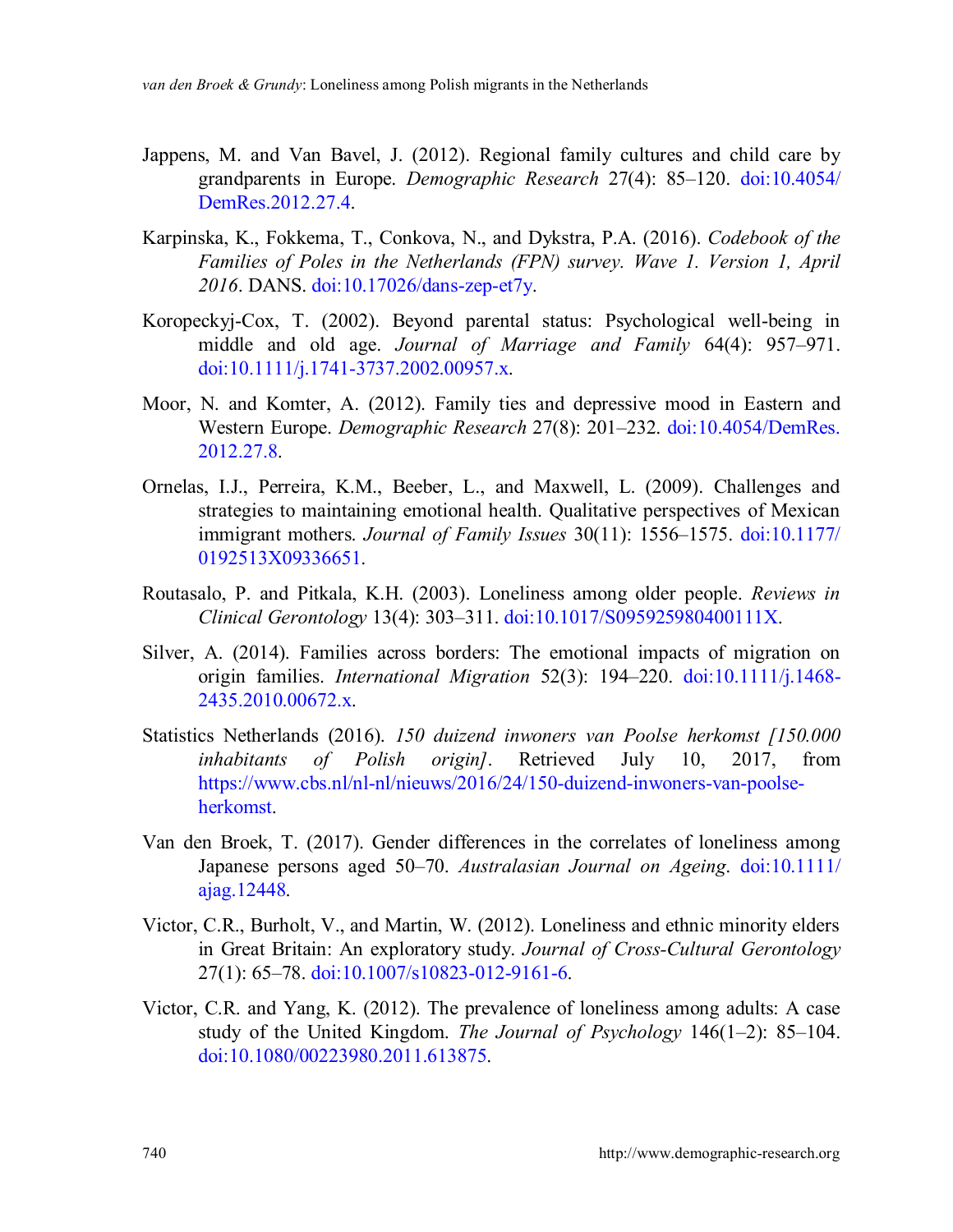Jappens, M. and Van Bavel, J. (2012). Regional family cultures and child care by grandparents in Europe. *Demographic Research* 27(4): 85–120. doi:10.4054/DemRes.2012.27.4.

Karpinska, K., Fokkema, T., Conkova, N., and Dykstra, P.A. (2016). *Codebook of the Families of Poles in the Netherlands (FPN) survey. Wave 1. Version 1, April 2016*. DANS. doi:10.17026/dans-zep-et7y.

Koropeckyj-Cox, T. (2002). Beyond parental status: Psychological well-being in middle and old age. *Journal of Marriage and Family* 64(4): 957–971. doi:10.1111/j.1741-3737.2002.00957.x.

Moor, N. and Komter, A. (2012). Family ties and depressive mood in Eastern and Western Europe. *Demographic Research* 27(8): 201–232. doi:10.4054/DemRes.2012.27.8.

Ornelas, I.J., Perreira, K.M., Beeber, L., and Maxwell, L. (2009). Challenges and strategies to maintaining emotional health. Qualitative perspectives of Mexican immigrant mothers. *Journal of Family Issues* 30(11): 1556–1575. doi:10.1177/0192513X09336651.

Routasalo, P. and Pitkala, K.H. (2003). Loneliness among older people. *Reviews in Clinical Gerontology* 13(4): 303–311. doi:10.1017/S095925980400111X.

Silver, A. (2014). Families across borders: The emotional impacts of migration on origin families. *International Migration* 52(3): 194–220. doi:10.1111/j.1468-2435.2010.00672.x.

Statistics Netherlands (2016). *150 duizend inwoners van Poolse herkomst [150.000 inhabitants of Polish origin]*. Retrieved July 10, 2017, from https://www.cbs.nl/nl-nl/nieuws/2016/24/150-duizend-inwoners-van-poolse-herkomst.

Van den Broek, T. (2017). Gender differences in the correlates of loneliness among Japanese persons aged 50–70. *Australasian Journal on Ageing*. doi:10.1111/ajag.12448.

Victor, C.R., Burholt, V., and Martin, W. (2012). Loneliness and ethnic minority elders in Great Britain: An exploratory study. *Journal of Cross-Cultural Gerontology* 27(1): 65–78. doi:10.1007/s10823-012-9161-6.

Victor, C.R. and Yang, K. (2012). The prevalence of loneliness among adults: A case study of the United Kingdom. *The Journal of Psychology* 146(1–2): 85–104. doi:10.1080/00223980.2011.613875.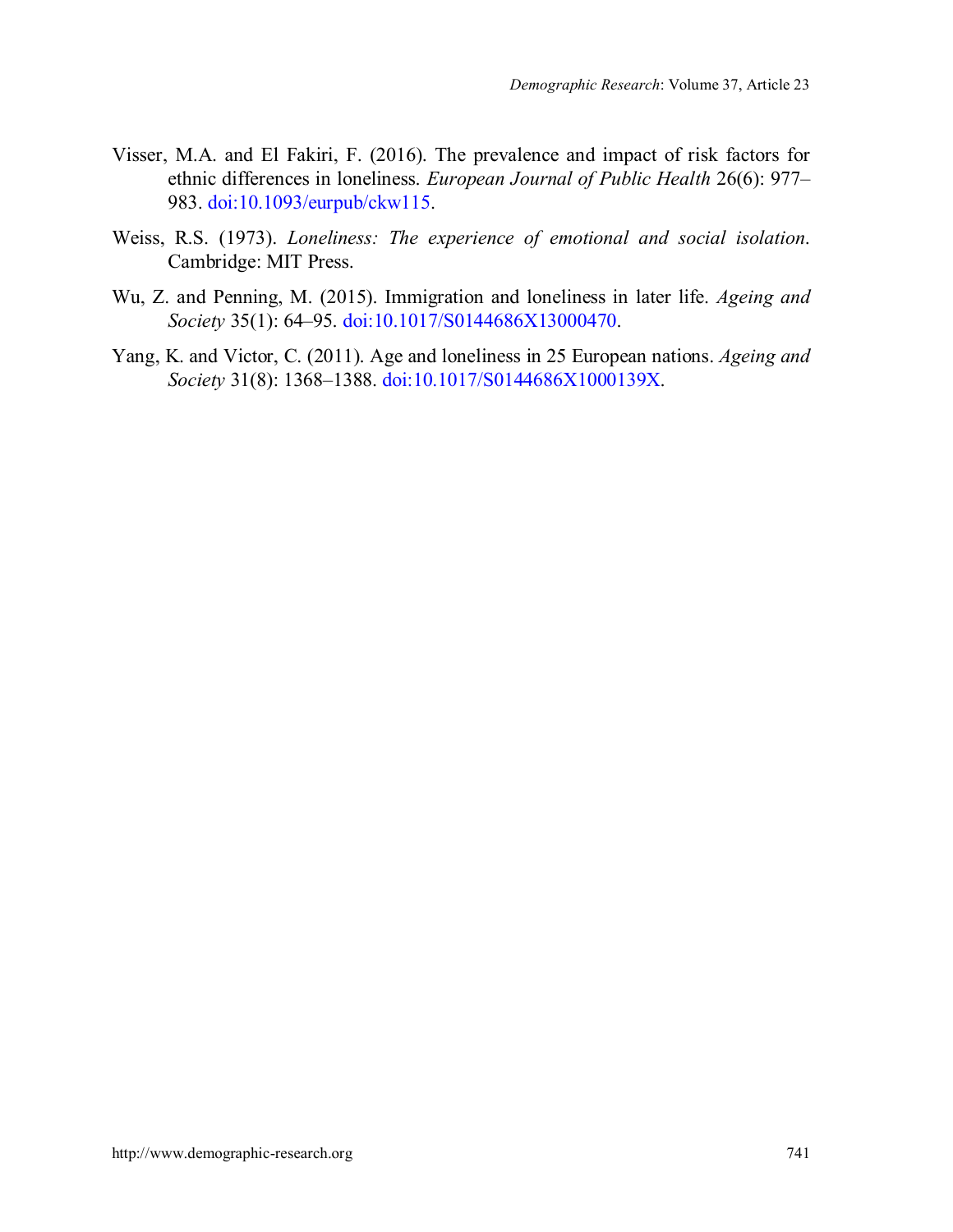Visser, M.A. and El Fakiri, F. (2016). The prevalence and impact of risk factors for ethnic differences in loneliness. *European Journal of Public Health* 26(6): 977–983. doi:10.1093/eurpub/ckw115.

Weiss, R.S. (1973). *Loneliness: The experience of emotional and social isolation*. Cambridge: MIT Press.

Wu, Z. and Penning, M. (2015). Immigration and loneliness in later life. *Ageing and Society* 35(1): 64–95. doi:10.1017/S0144686X13000470.

Yang, K. and Victor, C. (2011). Age and loneliness in 25 European nations. *Ageing and Society* 31(8): 1368–1388. doi:10.1017/S0144686X1000139X.